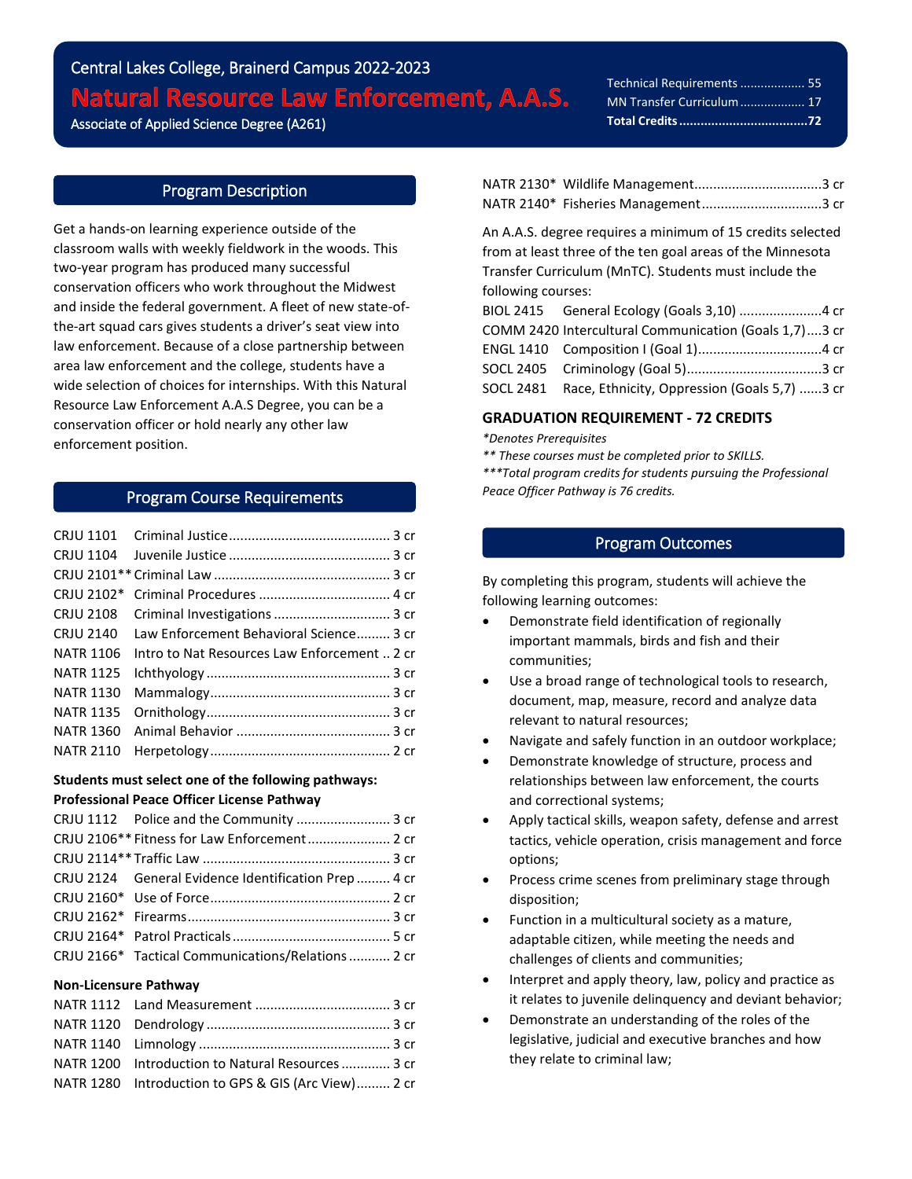Central Lakes College, Brainerd Campus 2022-2023

# Natural Resource Law Enforcement, A.A.S.

Associate of Applied Science Degree (A261)

| | |
|---|---|
| Technical Requirements | 55 |
| MN Transfer Curriculum | 17 |
| **Total Credits** | **72** |

## Program Description

Get a hands-on learning experience outside of the classroom walls with weekly fieldwork in the woods. This two-year program has produced many successful conservation officers who work throughout the Midwest and inside the federal government. A fleet of new state-of-the-art squad cars gives students a driver's seat view into law enforcement. Because of a close partnership between area law enforcement and the college, students have a wide selection of choices for internships. With this Natural Resource Law Enforcement A.A.S Degree, you can be a conservation officer or hold nearly any other law enforcement position.

## Program Course Requirements

| Course | Title | Credits |
|---|---|---|
| CRJU 1101 | Criminal Justice | 3 cr |
| CRJU 1104 | Juvenile Justice | 3 cr |
| CRJU 2101** | Criminal Law | 3 cr |
| CRJU 2102* | Criminal Procedures | 4 cr |
| CRJU 2108 | Criminal Investigations | 3 cr |
| CRJU 2140 | Law Enforcement Behavioral Science | 3 cr |
| NATR 1106 | Intro to Nat Resources Law Enforcement | 2 cr |
| NATR 1125 | Ichthyology | 3 cr |
| NATR 1130 | Mammalogy | 3 cr |
| NATR 1135 | Ornithology | 3 cr |
| NATR 1360 | Animal Behavior | 3 cr |
| NATR 2110 | Herpetology | 2 cr |

**Students must select one of the following pathways:**

**Professional Peace Officer License Pathway**

| Course | Title | Credits |
|---|---|---|
| CRJU 1112 | Police and the Community | 3 cr |
| CRJU 2106** | Fitness for Law Enforcement | 2 cr |
| CRJU 2114** | Traffic Law | 3 cr |
| CRJU 2124 | General Evidence Identification Prep | 4 cr |
| CRJU 2160* | Use of Force | 2 cr |
| CRJU 2162* | Firearms | 3 cr |
| CRJU 2164* | Patrol Practicals | 5 cr |
| CRJU 2166* | Tactical Communications/Relations | 2 cr |

**Non-Licensure Pathway**

| Course | Title | Credits |
|---|---|---|
| NATR 1112 | Land Measurement | 3 cr |
| NATR 1120 | Dendrology | 3 cr |
| NATR 1140 | Limnology | 3 cr |
| NATR 1200 | Introduction to Natural Resources | 3 cr |
| NATR 1280 | Introduction to GPS & GIS (Arc View) | 2 cr |
| NATR 2130* | Wildlife Management | 3 cr |
| NATR 2140* | Fisheries Management | 3 cr |

An A.A.S. degree requires a minimum of 15 credits selected from at least three of the ten goal areas of the Minnesota Transfer Curriculum (MnTC). Students must include the following courses:

| Course | Title | Credits |
|---|---|---|
| BIOL 2415 | General Ecology (Goals 3,10) | 4 cr |
| COMM 2420 | Intercultural Communication (Goals 1,7) | 3 cr |
| ENGL 1410 | Composition I (Goal 1) | 4 cr |
| SOCL 2405 | Criminology (Goal 5) | 3 cr |
| SOCL 2481 | Race, Ethnicity, Oppression (Goals 5,7) | 3 cr |

### GRADUATION REQUIREMENT - 72 CREDITS

*\*Denotes Prerequisites*

*\*\* These courses must be completed prior to SKILLS.*

*\*\*\*Total program credits for students pursuing the Professional Peace Officer Pathway is 76 credits.*

## Program Outcomes

By completing this program, students will achieve the following learning outcomes:

- Demonstrate field identification of regionally important mammals, birds and fish and their communities;
- Use a broad range of technological tools to research, document, map, measure, record and analyze data relevant to natural resources;
- Navigate and safely function in an outdoor workplace;
- Demonstrate knowledge of structure, process and relationships between law enforcement, the courts and correctional systems;
- Apply tactical skills, weapon safety, defense and arrest tactics, vehicle operation, crisis management and force options;
- Process crime scenes from preliminary stage through disposition;
- Function in a multicultural society as a mature, adaptable citizen, while meeting the needs and challenges of clients and communities;
- Interpret and apply theory, law, policy and practice as it relates to juvenile delinquency and deviant behavior;
- Demonstrate an understanding of the roles of the legislative, judicial and executive branches and how they relate to criminal law;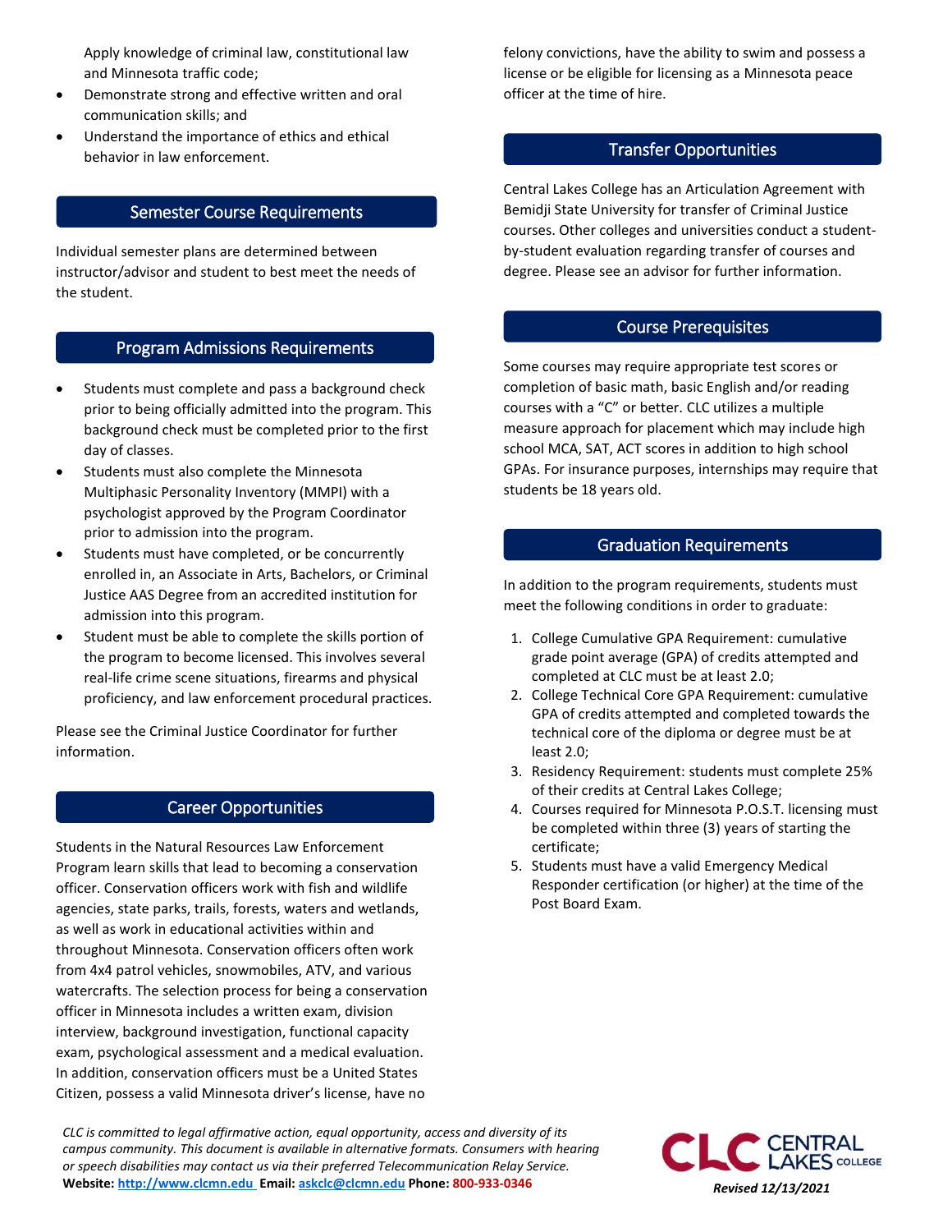Apply knowledge of criminal law, constitutional law and Minnesota traffic code;

- Demonstrate strong and effective written and oral communication skills; and
- Understand the importance of ethics and ethical behavior in law enforcement.

## Semester Course Requirements

Individual semester plans are determined between instructor/advisor and student to best meet the needs of the student.

## Program Admissions Requirements

- Students must complete and pass a background check prior to being officially admitted into the program. This background check must be completed prior to the first day of classes.
- Students must also complete the Minnesota Multiphasic Personality Inventory (MMPI) with a psychologist approved by the Program Coordinator prior to admission into the program.
- Students must have completed, or be concurrently enrolled in, an Associate in Arts, Bachelors, or Criminal Justice AAS Degree from an accredited institution for admission into this program.
- Student must be able to complete the skills portion of the program to become licensed. This involves several real-life crime scene situations, firearms and physical proficiency, and law enforcement procedural practices.

Please see the Criminal Justice Coordinator for further information.

## Career Opportunities

Students in the Natural Resources Law Enforcement Program learn skills that lead to becoming a conservation officer. Conservation officers work with fish and wildlife agencies, state parks, trails, forests, waters and wetlands, as well as work in educational activities within and throughout Minnesota. Conservation officers often work from 4x4 patrol vehicles, snowmobiles, ATV, and various watercrafts. The selection process for being a conservation officer in Minnesota includes a written exam, division interview, background investigation, functional capacity exam, psychological assessment and a medical evaluation. In addition, conservation officers must be a United States Citizen, possess a valid Minnesota driver's license, have no felony convictions, have the ability to swim and possess a license or be eligible for licensing as a Minnesota peace officer at the time of hire.

## Transfer Opportunities

Central Lakes College has an Articulation Agreement with Bemidji State University for transfer of Criminal Justice courses. Other colleges and universities conduct a student-by-student evaluation regarding transfer of courses and degree. Please see an advisor for further information.

## Course Prerequisites

Some courses may require appropriate test scores or completion of basic math, basic English and/or reading courses with a "C" or better. CLC utilizes a multiple measure approach for placement which may include high school MCA, SAT, ACT scores in addition to high school GPAs. For insurance purposes, internships may require that students be 18 years old.

## Graduation Requirements

In addition to the program requirements, students must meet the following conditions in order to graduate:

1. College Cumulative GPA Requirement: cumulative grade point average (GPA) of credits attempted and completed at CLC must be at least 2.0;
2. College Technical Core GPA Requirement: cumulative GPA of credits attempted and completed towards the technical core of the diploma or degree must be at least 2.0;
3. Residency Requirement: students must complete 25% of their credits at Central Lakes College;
4. Courses required for Minnesota P.O.S.T. licensing must be completed within three (3) years of starting the certificate;
5. Students must have a valid Emergency Medical Responder certification (or higher) at the time of the Post Board Exam.

*CLC is committed to legal affirmative action, equal opportunity, access and diversity of its campus community. This document is available in alternative formats. Consumers with hearing or speech disabilities may contact us via their preferred Telecommunication Relay Service.*
**Website:** http://www.clcmn.edu **Email:** askclc@clcmn.edu **Phone:** 800-933-0346

CLC CENTRAL LAKES COLLEGE

*Revised 12/13/2021*